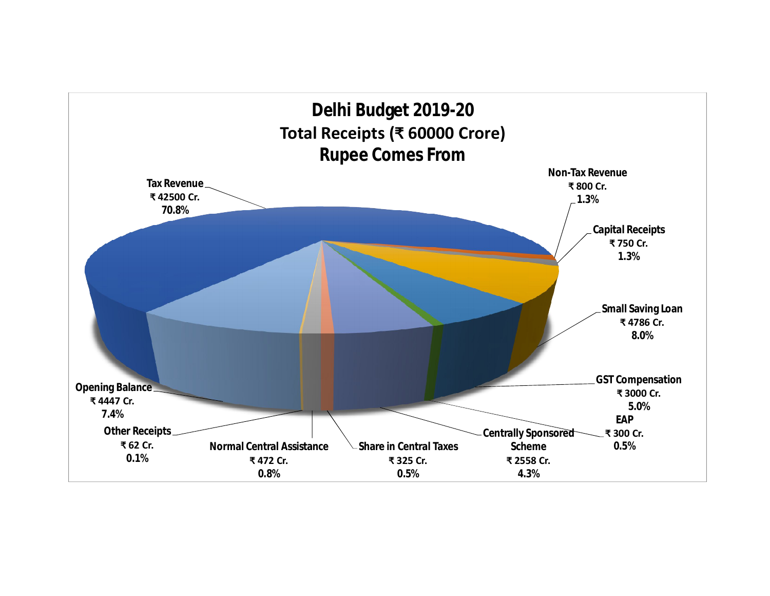# Delhi Budget 2019-20

## Total Receipts (₹ 60000 Crore)

## Rupee Comes From

| Source | Amount | Share |
|---|---|---|
| Tax Revenue | ₹ 42500 Cr. | 70.8% |
| Non-Tax Revenue | ₹ 800 Cr. | 1.3% |
| Capital Receipts | ₹ 750 Cr. | 1.3% |
| Small Saving Loan | ₹ 4786 Cr. | 8.0% |
| GST Compensation | ₹ 3000 Cr. | 5.0% |
| EAP | ₹ 300 Cr. | 0.5% |
| Centrally Sponsored Scheme | ₹ 2558 Cr. | 4.3% |
| Share in Central Taxes | ₹ 325 Cr. | 0.5% |
| Normal Central Assistance | ₹ 472 Cr. | 0.8% |
| Other Receipts | ₹ 62 Cr. | 0.1% |
| Opening Balance | ₹ 4447 Cr. | 7.4% |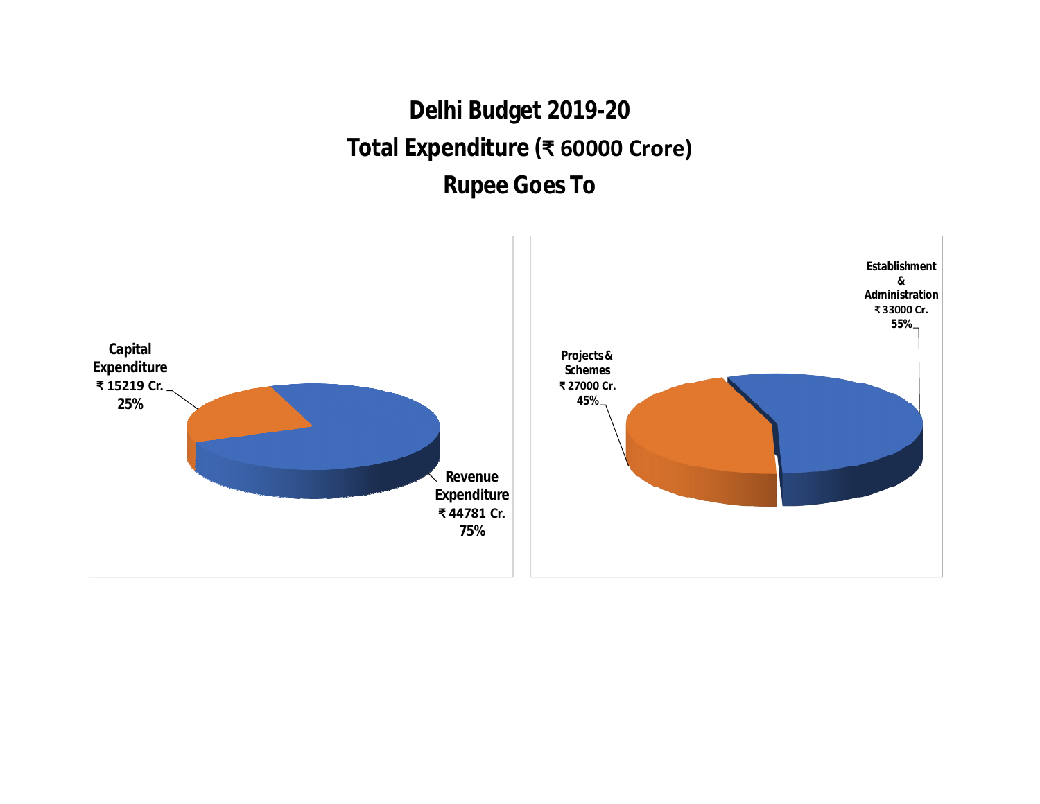# Delhi Budget 2019-20

## Total Expenditure (₹ 60000 Crore)

## Rupee Goes To

Capital Expenditure
₹ 15219 Cr.
25%

Revenue Expenditure
₹ 44781 Cr.
75%

Projects & Schemes
₹ 27000 Cr.
45%

Establishment & Administration
₹ 33000 Cr.
55%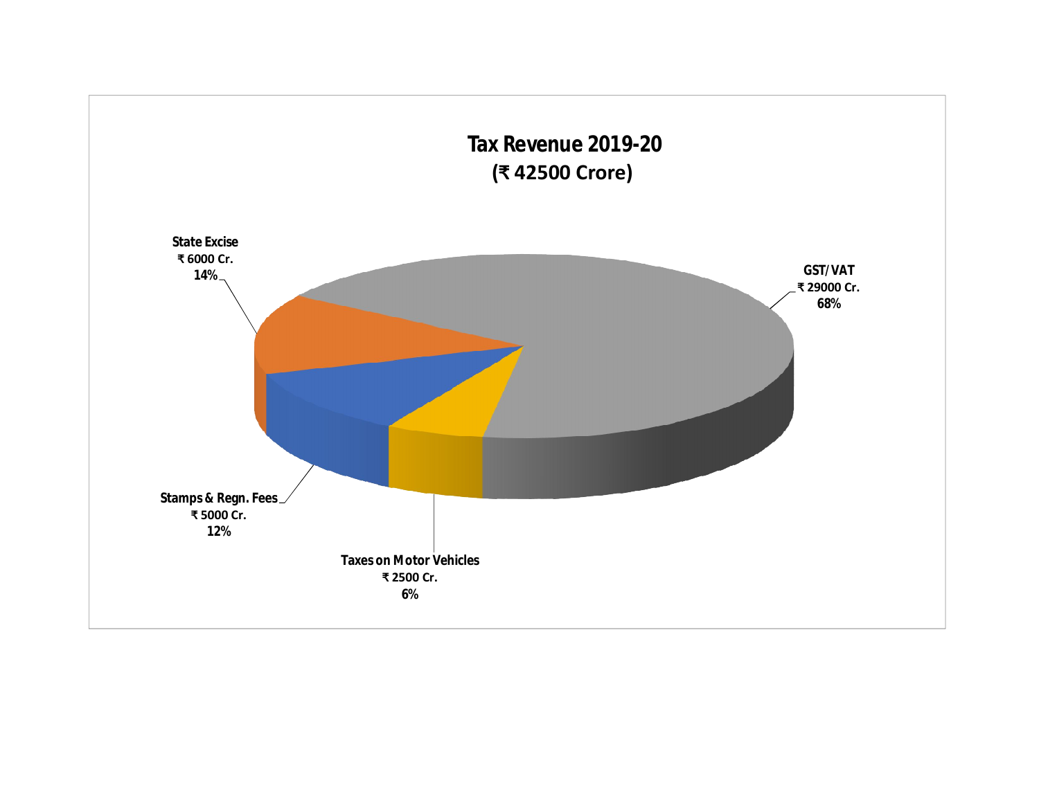**Tax Revenue 2019-20**

**(₹ 42500 Crore)**

| Category | Amount | Share |
|---|---|---|
| GST/VAT | ₹ 29000 Cr. | 68% |
| State Excise | ₹ 6000 Cr. | 14% |
| Stamps & Regn. Fees | ₹ 5000 Cr. | 12% |
| Taxes on Motor Vehicles | ₹ 2500 Cr. | 6% |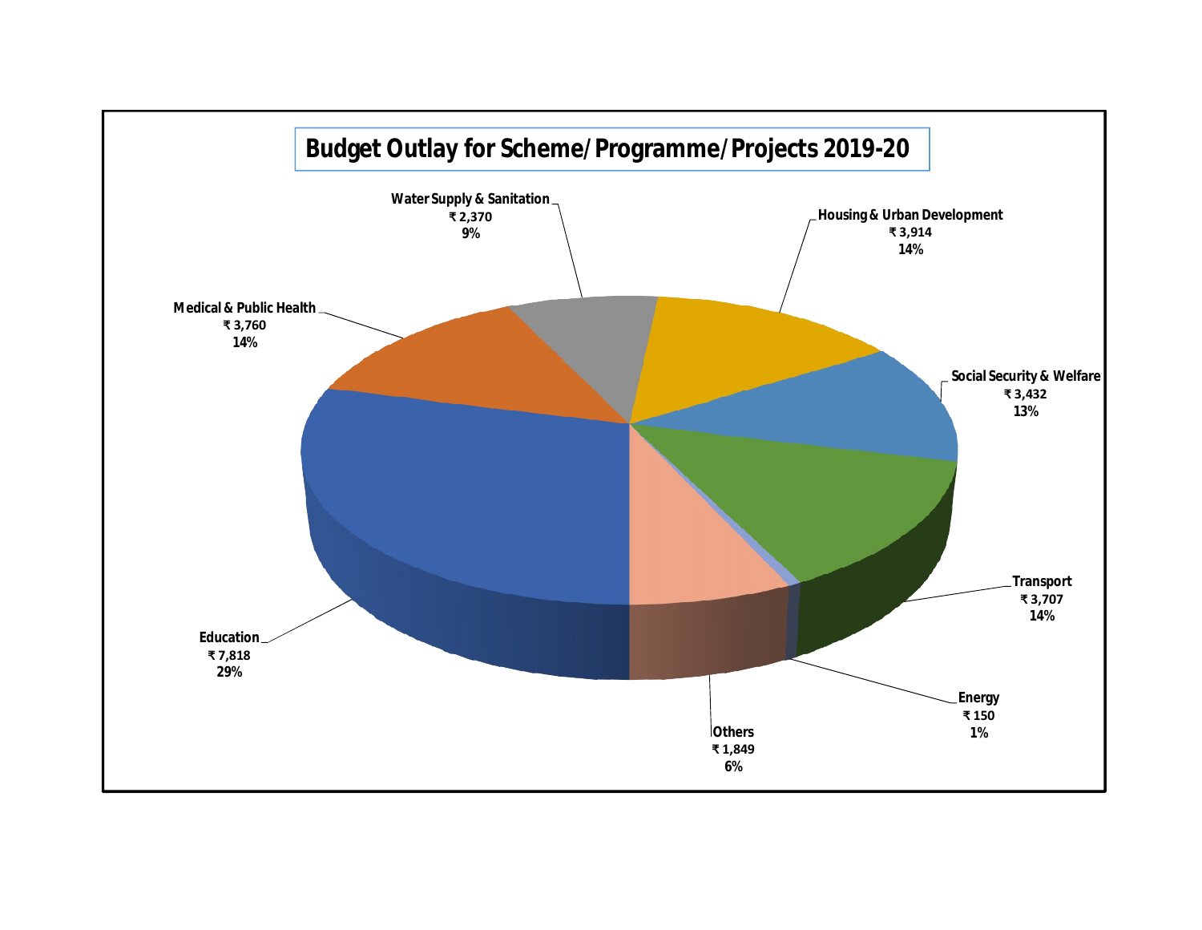# Budget Outlay for Scheme/Programme/Projects 2019-20

Water Supply & Sanitation
₹ 2,370
9%

Housing & Urban Development
₹ 3,914
14%

Medical & Public Health
₹ 3,760
14%

Social Security & Welfare
₹ 3,432
13%

Transport
₹ 3,707
14%

Education
₹ 7,818
29%

Energy
₹ 150
1%

Others
₹ 1,849
6%